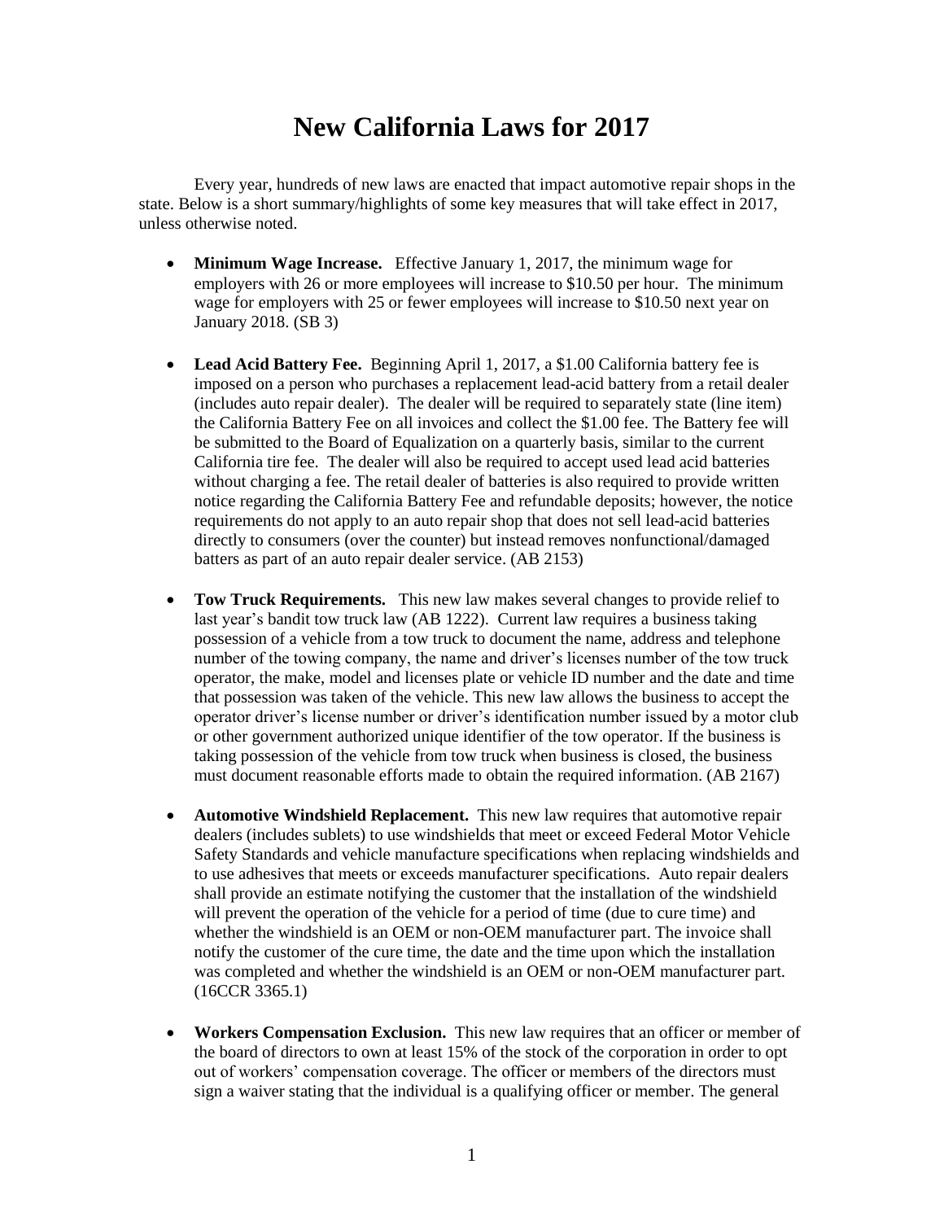# New California Laws for 2017

Every year, hundreds of new laws are enacted that impact automotive repair shops in the state. Below is a short summary/highlights of some key measures that will take effect in 2017, unless otherwise noted.

- **Minimum Wage Increase.** Effective January 1, 2017, the minimum wage for employers with 26 or more employees will increase to $10.50 per hour. The minimum wage for employers with 25 or fewer employees will increase to $10.50 next year on January 2018. (SB 3)

- **Lead Acid Battery Fee.** Beginning April 1, 2017, a $1.00 California battery fee is imposed on a person who purchases a replacement lead-acid battery from a retail dealer (includes auto repair dealer). The dealer will be required to separately state (line item) the California Battery Fee on all invoices and collect the $1.00 fee. The Battery fee will be submitted to the Board of Equalization on a quarterly basis, similar to the current California tire fee. The dealer will also be required to accept used lead acid batteries without charging a fee. The retail dealer of batteries is also required to provide written notice regarding the California Battery Fee and refundable deposits; however, the notice requirements do not apply to an auto repair shop that does not sell lead-acid batteries directly to consumers (over the counter) but instead removes nonfunctional/damaged batters as part of an auto repair dealer service. (AB 2153)

- **Tow Truck Requirements.** This new law makes several changes to provide relief to last year's bandit tow truck law (AB 1222). Current law requires a business taking possession of a vehicle from a tow truck to document the name, address and telephone number of the towing company, the name and driver's licenses number of the tow truck operator, the make, model and licenses plate or vehicle ID number and the date and time that possession was taken of the vehicle. This new law allows the business to accept the operator driver's license number or driver's identification number issued by a motor club or other government authorized unique identifier of the tow operator. If the business is taking possession of the vehicle from tow truck when business is closed, the business must document reasonable efforts made to obtain the required information. (AB 2167)

- **Automotive Windshield Replacement.** This new law requires that automotive repair dealers (includes sublets) to use windshields that meet or exceed Federal Motor Vehicle Safety Standards and vehicle manufacture specifications when replacing windshields and to use adhesives that meets or exceeds manufacturer specifications. Auto repair dealers shall provide an estimate notifying the customer that the installation of the windshield will prevent the operation of the vehicle for a period of time (due to cure time) and whether the windshield is an OEM or non-OEM manufacturer part. The invoice shall notify the customer of the cure time, the date and the time upon which the installation was completed and whether the windshield is an OEM or non-OEM manufacturer part. (16CCR 3365.1)

- **Workers Compensation Exclusion.** This new law requires that an officer or member of the board of directors to own at least 15% of the stock of the corporation in order to opt out of workers' compensation coverage. The officer or members of the directors must sign a waiver stating that the individual is a qualifying officer or member. The general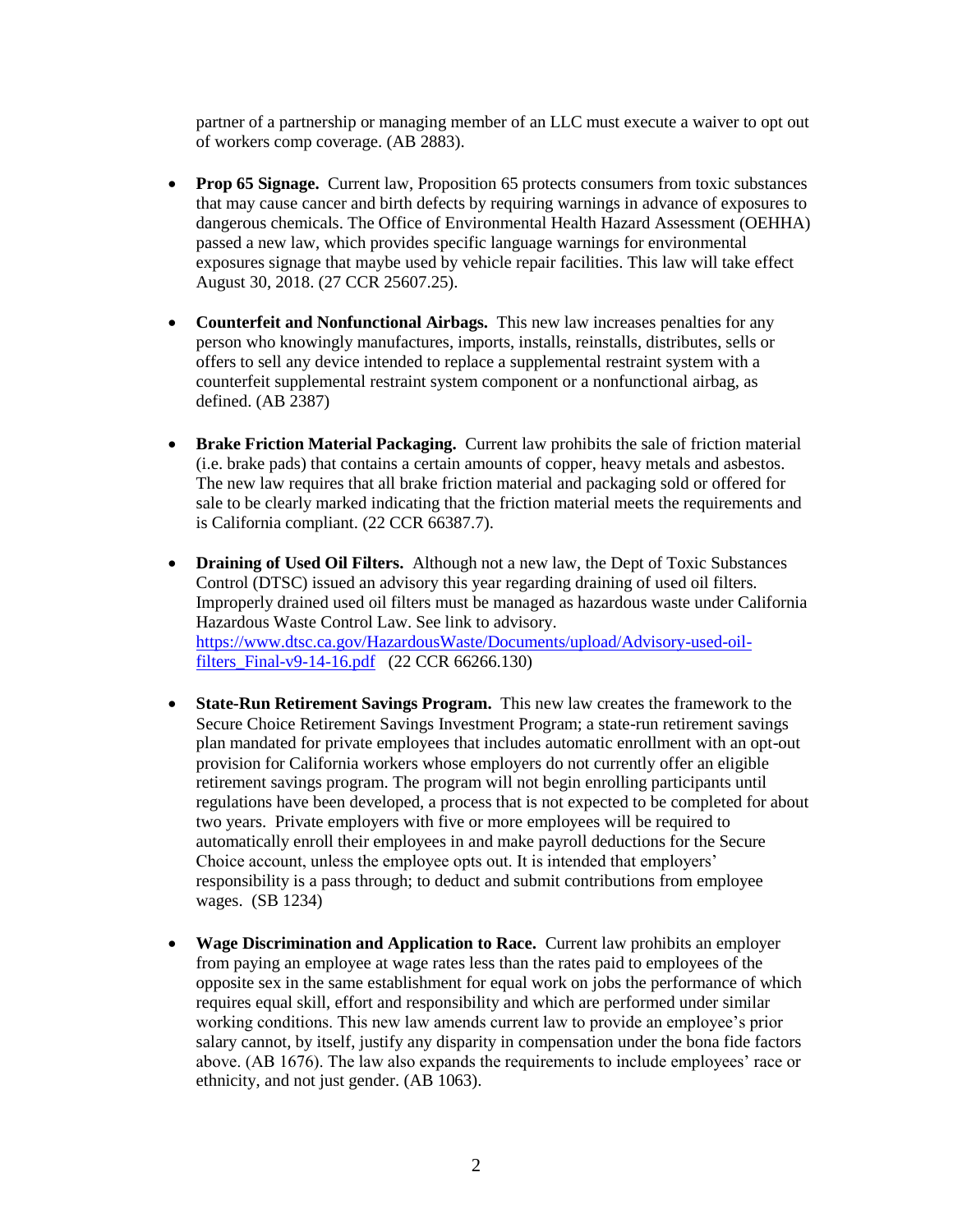partner of a partnership or managing member of an LLC must execute a waiver to opt out of workers comp coverage. (AB 2883).

- **Prop 65 Signage.** Current law, Proposition 65 protects consumers from toxic substances that may cause cancer and birth defects by requiring warnings in advance of exposures to dangerous chemicals. The Office of Environmental Health Hazard Assessment (OEHHA) passed a new law, which provides specific language warnings for environmental exposures signage that maybe used by vehicle repair facilities. This law will take effect August 30, 2018. (27 CCR 25607.25).

- **Counterfeit and Nonfunctional Airbags.** This new law increases penalties for any person who knowingly manufactures, imports, installs, reinstalls, distributes, sells or offers to sell any device intended to replace a supplemental restraint system with a counterfeit supplemental restraint system component or a nonfunctional airbag, as defined. (AB 2387)

- **Brake Friction Material Packaging.** Current law prohibits the sale of friction material (i.e. brake pads) that contains a certain amounts of copper, heavy metals and asbestos. The new law requires that all brake friction material and packaging sold or offered for sale to be clearly marked indicating that the friction material meets the requirements and is California compliant. (22 CCR 66387.7).

- **Draining of Used Oil Filters.** Although not a new law, the Dept of Toxic Substances Control (DTSC) issued an advisory this year regarding draining of used oil filters. Improperly drained used oil filters must be managed as hazardous waste under California Hazardous Waste Control Law. See link to advisory. https://www.dtsc.ca.gov/HazardousWaste/Documents/upload/Advisory-used-oil-filters_Final-v9-14-16.pdf (22 CCR 66266.130)

- **State-Run Retirement Savings Program.** This new law creates the framework to the Secure Choice Retirement Savings Investment Program; a state-run retirement savings plan mandated for private employees that includes automatic enrollment with an opt-out provision for California workers whose employers do not currently offer an eligible retirement savings program. The program will not begin enrolling participants until regulations have been developed, a process that is not expected to be completed for about two years. Private employers with five or more employees will be required to automatically enroll their employees in and make payroll deductions for the Secure Choice account, unless the employee opts out. It is intended that employers' responsibility is a pass through; to deduct and submit contributions from employee wages. (SB 1234)

- **Wage Discrimination and Application to Race.** Current law prohibits an employer from paying an employee at wage rates less than the rates paid to employees of the opposite sex in the same establishment for equal work on jobs the performance of which requires equal skill, effort and responsibility and which are performed under similar working conditions. This new law amends current law to provide an employee's prior salary cannot, by itself, justify any disparity in compensation under the bona fide factors above. (AB 1676). The law also expands the requirements to include employees' race or ethnicity, and not just gender. (AB 1063).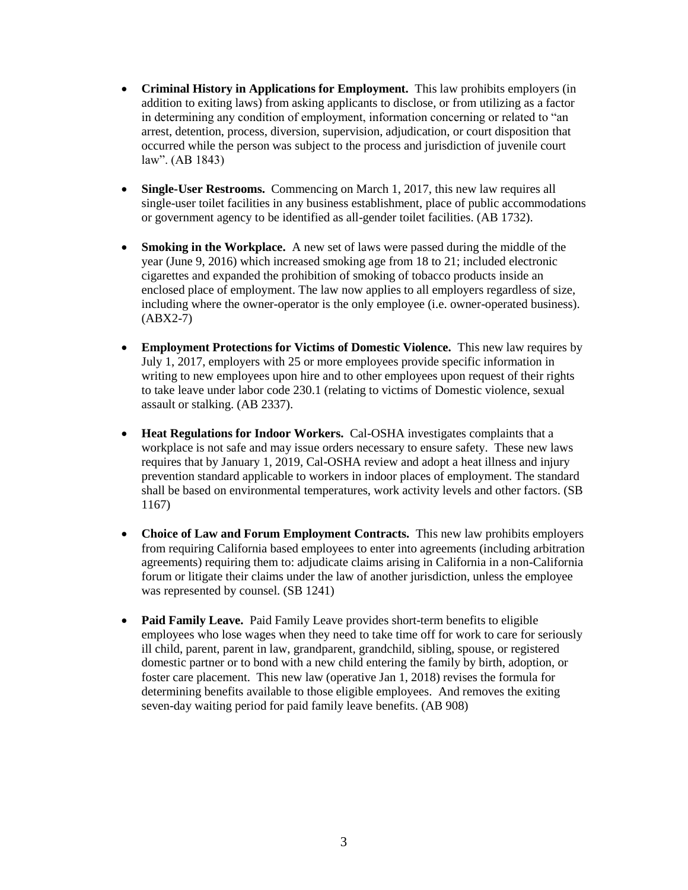- **Criminal History in Applications for Employment.** This law prohibits employers (in addition to exiting laws) from asking applicants to disclose, or from utilizing as a factor in determining any condition of employment, information concerning or related to "an arrest, detention, process, diversion, supervision, adjudication, or court disposition that occurred while the person was subject to the process and jurisdiction of juvenile court law". (AB 1843)

- **Single-User Restrooms.** Commencing on March 1, 2017, this new law requires all single-user toilet facilities in any business establishment, place of public accommodations or government agency to be identified as all-gender toilet facilities. (AB 1732).

- **Smoking in the Workplace.** A new set of laws were passed during the middle of the year (June 9, 2016) which increased smoking age from 18 to 21; included electronic cigarettes and expanded the prohibition of smoking of tobacco products inside an enclosed place of employment. The law now applies to all employers regardless of size, including where the owner-operator is the only employee (i.e. owner-operated business). (ABX2-7)

- **Employment Protections for Victims of Domestic Violence.** This new law requires by July 1, 2017, employers with 25 or more employees provide specific information in writing to new employees upon hire and to other employees upon request of their rights to take leave under labor code 230.1 (relating to victims of Domestic violence, sexual assault or stalking. (AB 2337).

- **Heat Regulations for Indoor Workers.** Cal-OSHA investigates complaints that a workplace is not safe and may issue orders necessary to ensure safety. These new laws requires that by January 1, 2019, Cal-OSHA review and adopt a heat illness and injury prevention standard applicable to workers in indoor places of employment. The standard shall be based on environmental temperatures, work activity levels and other factors. (SB 1167)

- **Choice of Law and Forum Employment Contracts.** This new law prohibits employers from requiring California based employees to enter into agreements (including arbitration agreements) requiring them to: adjudicate claims arising in California in a non-California forum or litigate their claims under the law of another jurisdiction, unless the employee was represented by counsel. (SB 1241)

- **Paid Family Leave.** Paid Family Leave provides short-term benefits to eligible employees who lose wages when they need to take time off for work to care for seriously ill child, parent, parent in law, grandparent, grandchild, sibling, spouse, or registered domestic partner or to bond with a new child entering the family by birth, adoption, or foster care placement. This new law (operative Jan 1, 2018) revises the formula for determining benefits available to those eligible employees. And removes the exiting seven-day waiting period for paid family leave benefits. (AB 908)